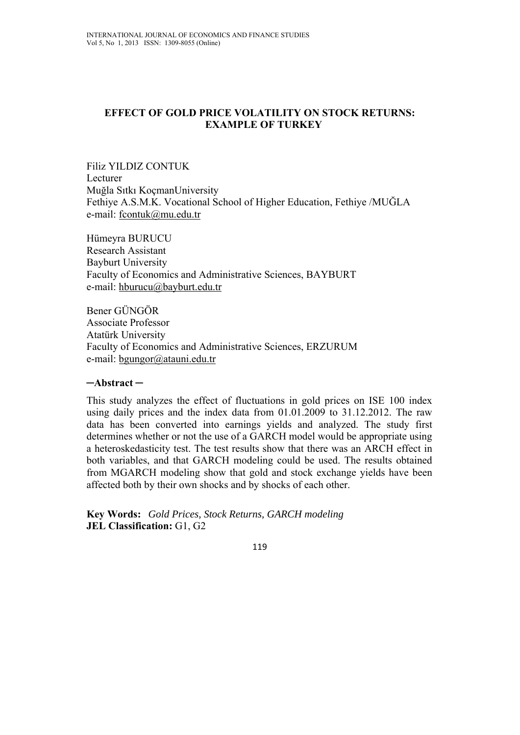# EFFECT OF GOLD PRICE VOLATILITY ON STOCK RETURNS: EXAMPLE OF TURKEY

Filiz YILDIZ CONTUK
Lecturer
Muğla Sıtkı KoçmanUniversity
Fethiye A.S.M.K. Vocational School of Higher Education, Fethiye /MUĞLA
e-mail: fcontuk@mu.edu.tr

Hümeyra BURUCU
Research Assistant
Bayburt University
Faculty of Economics and Administrative Sciences, BAYBURT
e-mail: hburucu@bayburt.edu.tr

Bener GÜNGÖR
Associate Professor
Atatürk University
Faculty of Economics and Administrative Sciences, ERZURUM
e-mail: bgungor@atauni.edu.tr

**─Abstract ─**

This study analyzes the effect of fluctuations in gold prices on ISE 100 index using daily prices and the index data from 01.01.2009 to 31.12.2012. The raw data has been converted into earnings yields and analyzed. The study first determines whether or not the use of a GARCH model would be appropriate using a heteroskedasticity test. The test results show that there was an ARCH effect in both variables, and that GARCH modeling could be used. The results obtained from MGARCH modeling show that gold and stock exchange yields have been affected both by their own shocks and by shocks of each other.

**Key Words:** *Gold Prices, Stock Returns, GARCH modeling*
**JEL Classification:** G1, G2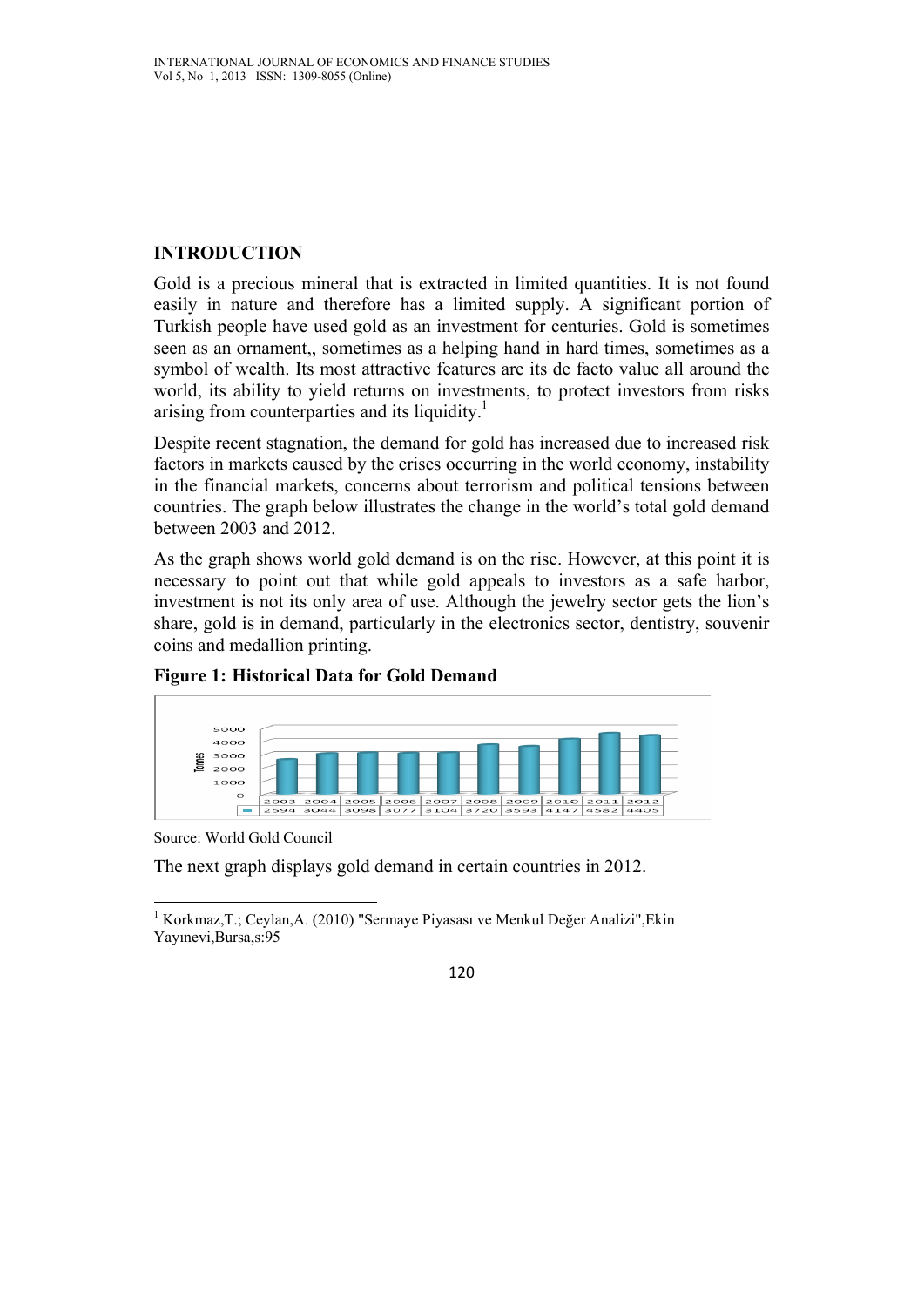## INTRODUCTION

Gold is a precious mineral that is extracted in limited quantities. It is not found easily in nature and therefore has a limited supply. A significant portion of Turkish people have used gold as an investment for centuries. Gold is sometimes seen as an ornament,, sometimes as a helping hand in hard times, sometimes as a symbol of wealth. Its most attractive features are its de facto value all around the world, its ability to yield returns on investments, to protect investors from risks arising from counterparties and its liquidity.[1]

Despite recent stagnation, the demand for gold has increased due to increased risk factors in markets caused by the crises occurring in the world economy, instability in the financial markets, concerns about terrorism and political tensions between countries. The graph below illustrates the change in the world's total gold demand between 2003 and 2012.

As the graph shows world gold demand is on the rise. However, at this point it is necessary to point out that while gold appeals to investors as a safe harbor, investment is not its only area of use. Although the jewelry sector gets the lion's share, gold is in demand, particularly in the electronics sector, dentistry, souvenir coins and medallion printing.

**Figure 1: Historical Data for Gold Demand**

| | 2003 | 2004 | 2005 | 2006 | 2007 | 2008 | 2009 | 2010 | 2011 | 2012 |
|---|---|---|---|---|---|---|---|---|---|---|
| Tonnes | 2594 | 3044 | 3098 | 3077 | 3104 | 3720 | 3593 | 4147 | 4582 | 4405 |

Source: World Gold Council

The next graph displays gold demand in certain countries in 2012.

[1] Korkmaz,T.; Ceylan,A. (2010) "Sermaye Piyasası ve Menkul Değer Analizi",Ekin Yayınevi,Bursa,s:95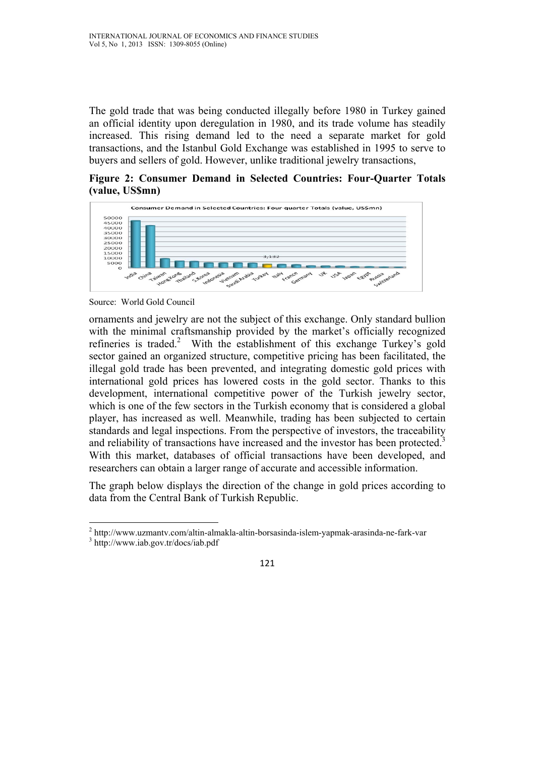The gold trade that was being conducted illegally before 1980 in Turkey gained an official identity upon deregulation in 1980, and its trade volume has steadily increased. This rising demand led to the need a separate market for gold transactions, and the Istanbul Gold Exchange was established in 1995 to serve to buyers and sellers of gold. However, unlike traditional jewelry transactions,

**Figure 2: Consumer Demand in Selected Countries: Four-Quarter Totals (value, US$mn)**

Source: World Gold Council

ornaments and jewelry are not the subject of this exchange. Only standard bullion with the minimal craftsmanship provided by the market's officially recognized refineries is traded.[2] With the establishment of this exchange Turkey's gold sector gained an organized structure, competitive pricing has been facilitated, the illegal gold trade has been prevented, and integrating domestic gold prices with international gold prices has lowered costs in the gold sector. Thanks to this development, international competitive power of the Turkish jewelry sector, which is one of the few sectors in the Turkish economy that is considered a global player, has increased as well. Meanwhile, trading has been subjected to certain standards and legal inspections. From the perspective of investors, the traceability and reliability of transactions have increased and the investor has been protected.[3] With this market, databases of official transactions have been developed, and researchers can obtain a larger range of accurate and accessible information.

The graph below displays the direction of the change in gold prices according to data from the Central Bank of Turkish Republic.

[2] http://www.uzmantv.com/altin-almakla-altin-borsasinda-islem-yapmak-arasinda-ne-fark-var

[3] http://www.iab.gov.tr/docs/iab.pdf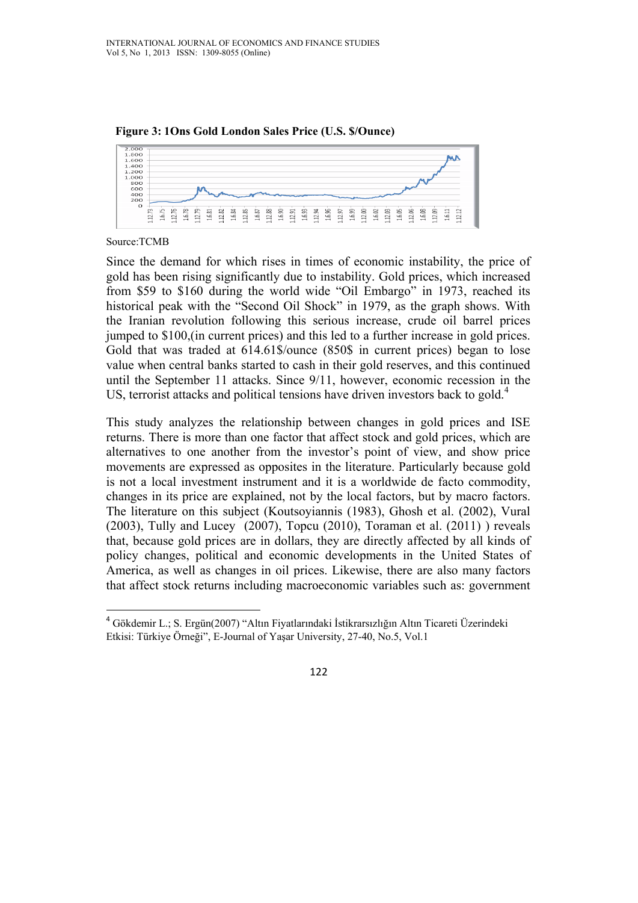**Figure 3: 1Ons Gold London Sales Price (U.S. $/Ounce)**

Source:TCMB

Since the demand for which rises in times of economic instability, the price of gold has been rising significantly due to instability. Gold prices, which increased from $59 to $160 during the world wide "Oil Embargo" in 1973, reached its historical peak with the "Second Oil Shock" in 1979, as the graph shows. With the Iranian revolution following this serious increase, crude oil barrel prices jumped to $100,(in current prices) and this led to a further increase in gold prices. Gold that was traded at 614.61$/ounce (850$ in current prices) began to lose value when central banks started to cash in their gold reserves, and this continued until the September 11 attacks. Since 9/11, however, economic recession in the US, terrorist attacks and political tensions have driven investors back to gold.[4]

This study analyzes the relationship between changes in gold prices and ISE returns. There is more than one factor that affect stock and gold prices, which are alternatives to one another from the investor's point of view, and show price movements are expressed as opposites in the literature. Particularly because gold is not a local investment instrument and it is a worldwide de facto commodity, changes in its price are explained, not by the local factors, but by macro factors. The literature on this subject (Koutsoyiannis (1983), Ghosh et al. (2002), Vural (2003), Tully and Lucey (2007), Topcu (2010), Toraman et al. (2011) ) reveals that, because gold prices are in dollars, they are directly affected by all kinds of policy changes, political and economic developments in the United States of America, as well as changes in oil prices. Likewise, there are also many factors that affect stock returns including macroeconomic variables such as: government

---

[4] Gökdemir L.; S. Ergün(2007) "Altın Fiyatlarındaki İstikrarsızlığın Altın Ticareti Üzerindeki Etkisi: Türkiye Örneği", E-Journal of Yaşar University, 27-40, No.5, Vol.1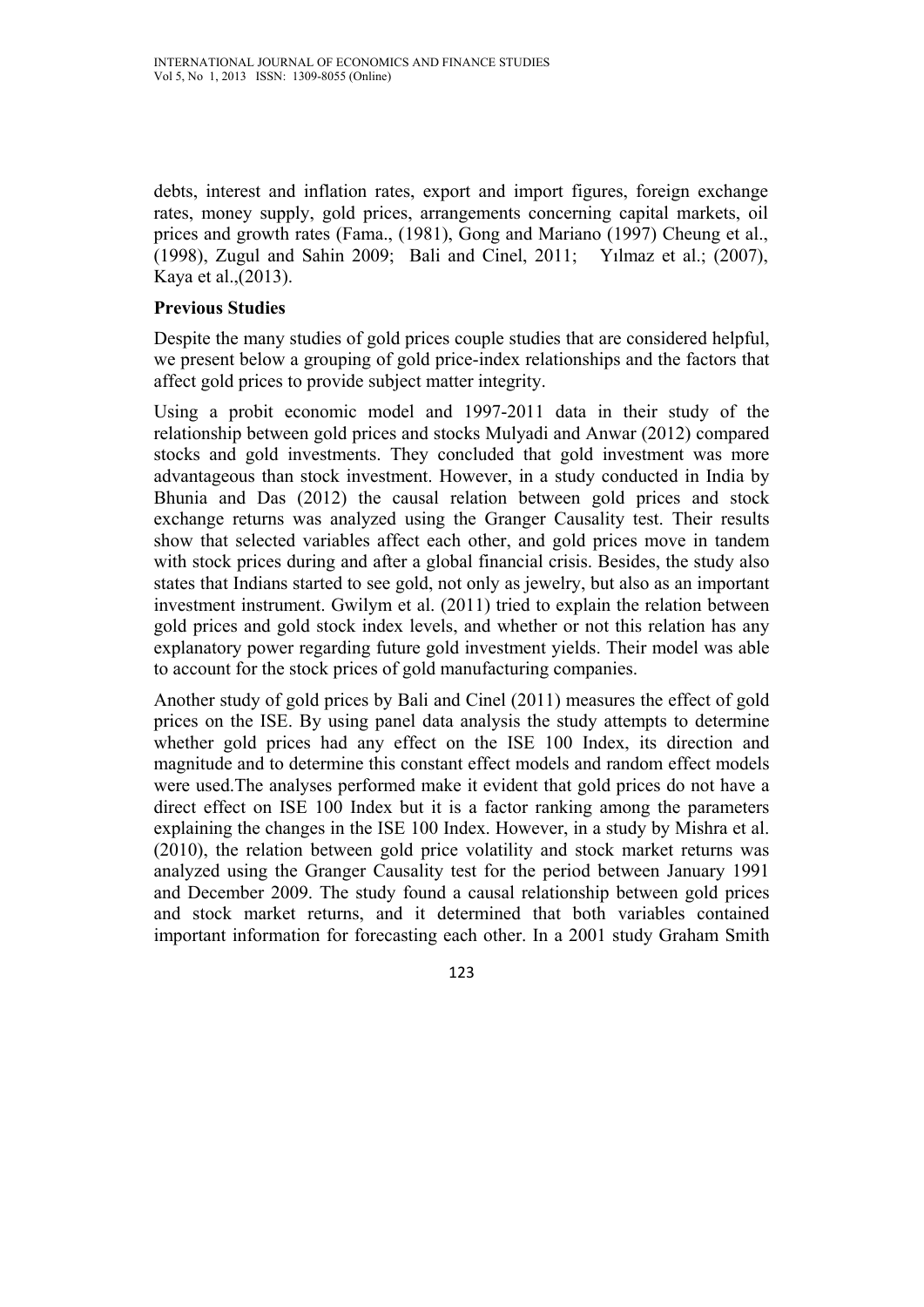debts, interest and inflation rates, export and import figures, foreign exchange rates, money supply, gold prices, arrangements concerning capital markets, oil prices and growth rates (Fama., (1981), Gong and Mariano (1997) Cheung et al., (1998), Zugul and Sahin 2009; Bali and Cinel, 2011; Yılmaz et al.; (2007), Kaya et al.,(2013).

**Previous Studies**

Despite the many studies of gold prices couple studies that are considered helpful, we present below a grouping of gold price-index relationships and the factors that affect gold prices to provide subject matter integrity.

Using a probit economic model and 1997-2011 data in their study of the relationship between gold prices and stocks Mulyadi and Anwar (2012) compared stocks and gold investments. They concluded that gold investment was more advantageous than stock investment. However, in a study conducted in India by Bhunia and Das (2012) the causal relation between gold prices and stock exchange returns was analyzed using the Granger Causality test. Their results show that selected variables affect each other, and gold prices move in tandem with stock prices during and after a global financial crisis. Besides, the study also states that Indians started to see gold, not only as jewelry, but also as an important investment instrument. Gwilym et al. (2011) tried to explain the relation between gold prices and gold stock index levels, and whether or not this relation has any explanatory power regarding future gold investment yields. Their model was able to account for the stock prices of gold manufacturing companies.

Another study of gold prices by Bali and Cinel (2011) measures the effect of gold prices on the ISE. By using panel data analysis the study attempts to determine whether gold prices had any effect on the ISE 100 Index, its direction and magnitude and to determine this constant effect models and random effect models were used.The analyses performed make it evident that gold prices do not have a direct effect on ISE 100 Index but it is a factor ranking among the parameters explaining the changes in the ISE 100 Index. However, in a study by Mishra et al. (2010), the relation between gold price volatility and stock market returns was analyzed using the Granger Causality test for the period between January 1991 and December 2009. The study found a causal relationship between gold prices and stock market returns, and it determined that both variables contained important information for forecasting each other. In a 2001 study Graham Smith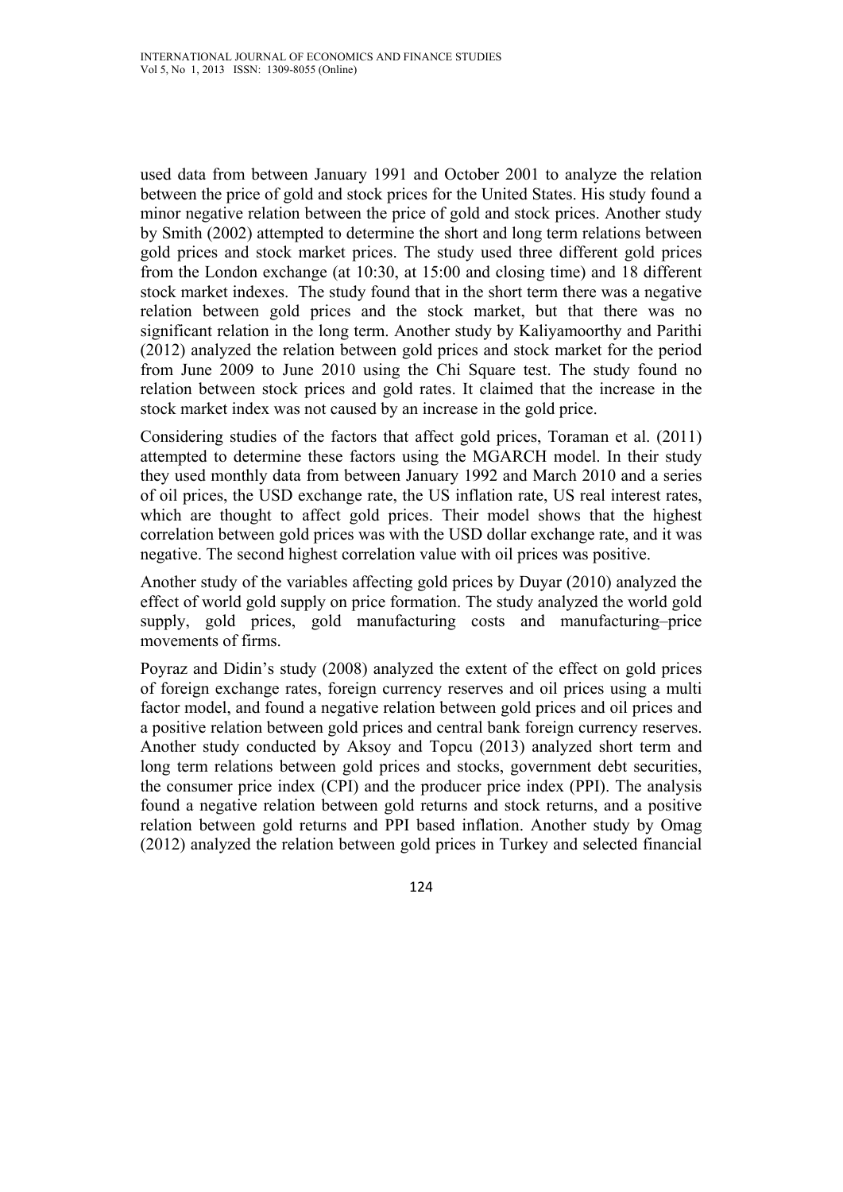used data from between January 1991 and October 2001 to analyze the relation between the price of gold and stock prices for the United States. His study found a minor negative relation between the price of gold and stock prices. Another study by Smith (2002) attempted to determine the short and long term relations between gold prices and stock market prices. The study used three different gold prices from the London exchange (at 10:30, at 15:00 and closing time) and 18 different stock market indexes. The study found that in the short term there was a negative relation between gold prices and the stock market, but that there was no significant relation in the long term. Another study by Kaliyamoorthy and Parithi (2012) analyzed the relation between gold prices and stock market for the period from June 2009 to June 2010 using the Chi Square test. The study found no relation between stock prices and gold rates. It claimed that the increase in the stock market index was not caused by an increase in the gold price.

Considering studies of the factors that affect gold prices, Toraman et al. (2011) attempted to determine these factors using the MGARCH model. In their study they used monthly data from between January 1992 and March 2010 and a series of oil prices, the USD exchange rate, the US inflation rate, US real interest rates, which are thought to affect gold prices. Their model shows that the highest correlation between gold prices was with the USD dollar exchange rate, and it was negative. The second highest correlation value with oil prices was positive.

Another study of the variables affecting gold prices by Duyar (2010) analyzed the effect of world gold supply on price formation. The study analyzed the world gold supply, gold prices, gold manufacturing costs and manufacturing–price movements of firms.

Poyraz and Didin's study (2008) analyzed the extent of the effect on gold prices of foreign exchange rates, foreign currency reserves and oil prices using a multi factor model, and found a negative relation between gold prices and oil prices and a positive relation between gold prices and central bank foreign currency reserves. Another study conducted by Aksoy and Topcu (2013) analyzed short term and long term relations between gold prices and stocks, government debt securities, the consumer price index (CPI) and the producer price index (PPI). The analysis found a negative relation between gold returns and stock returns, and a positive relation between gold returns and PPI based inflation. Another study by Omag (2012) analyzed the relation between gold prices in Turkey and selected financial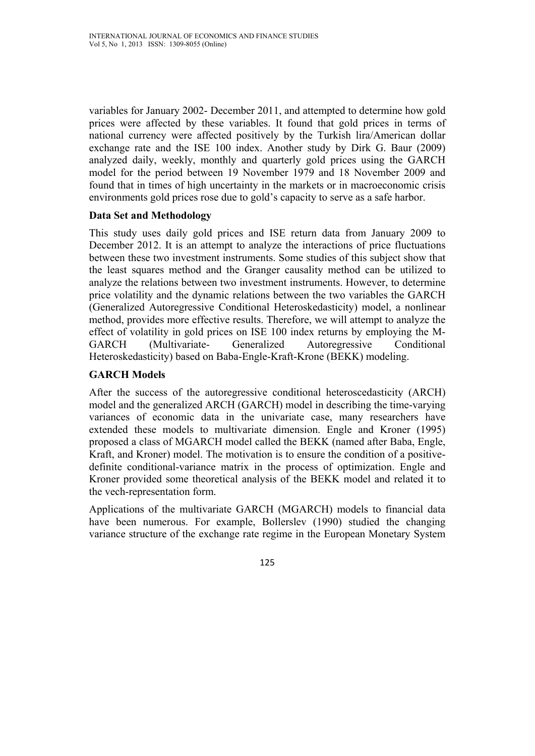variables for January 2002- December 2011, and attempted to determine how gold prices were affected by these variables. It found that gold prices in terms of national currency were affected positively by the Turkish lira/American dollar exchange rate and the ISE 100 index. Another study by Dirk G. Baur (2009) analyzed daily, weekly, monthly and quarterly gold prices using the GARCH model for the period between 19 November 1979 and 18 November 2009 and found that in times of high uncertainty in the markets or in macroeconomic crisis environments gold prices rose due to gold's capacity to serve as a safe harbor.

## Data Set and Methodology

This study uses daily gold prices and ISE return data from January 2009 to December 2012. It is an attempt to analyze the interactions of price fluctuations between these two investment instruments. Some studies of this subject show that the least squares method and the Granger causality method can be utilized to analyze the relations between two investment instruments. However, to determine price volatility and the dynamic relations between the two variables the GARCH (Generalized Autoregressive Conditional Heteroskedasticity) model, a nonlinear method, provides more effective results. Therefore, we will attempt to analyze the effect of volatility in gold prices on ISE 100 index returns by employing the M-GARCH (Multivariate- Generalized Autoregressive Conditional Heteroskedasticity) based on Baba-Engle-Kraft-Krone (BEKK) modeling.

## GARCH Models

After the success of the autoregressive conditional heteroscedasticity (ARCH) model and the generalized ARCH (GARCH) model in describing the time-varying variances of economic data in the univariate case, many researchers have extended these models to multivariate dimension. Engle and Kroner (1995) proposed a class of MGARCH model called the BEKK (named after Baba, Engle, Kraft, and Kroner) model. The motivation is to ensure the condition of a positive-definite conditional-variance matrix in the process of optimization. Engle and Kroner provided some theoretical analysis of the BEKK model and related it to the vech-representation form.

Applications of the multivariate GARCH (MGARCH) models to financial data have been numerous. For example, Bollerslev (1990) studied the changing variance structure of the exchange rate regime in the European Monetary System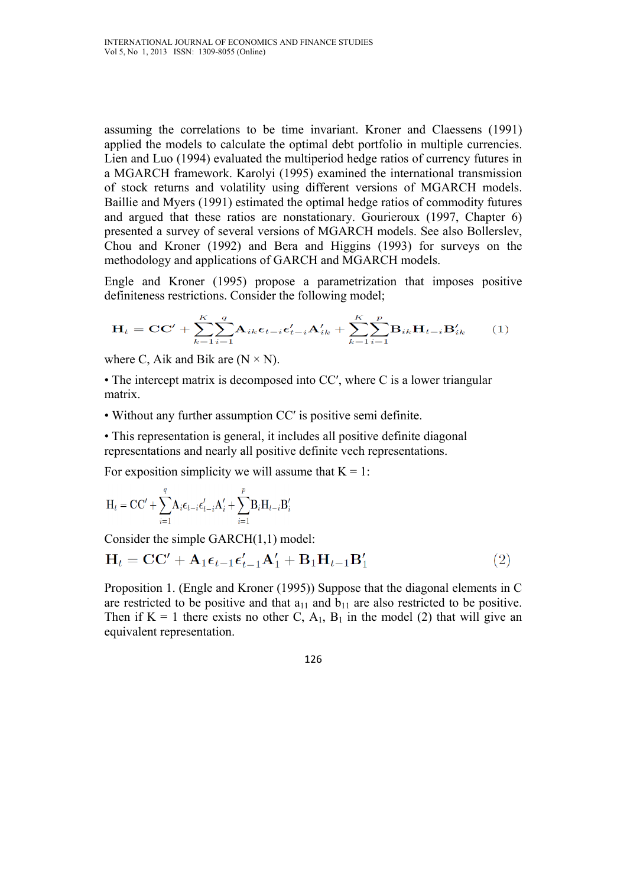assuming the correlations to be time invariant. Kroner and Claessens (1991) applied the models to calculate the optimal debt portfolio in multiple currencies. Lien and Luo (1994) evaluated the multiperiod hedge ratios of currency futures in a MGARCH framework. Karolyi (1995) examined the international transmission of stock returns and volatility using different versions of MGARCH models. Baillie and Myers (1991) estimated the optimal hedge ratios of commodity futures and argued that these ratios are nonstationary. Gourieroux (1997, Chapter 6) presented a survey of several versions of MGARCH models. See also Bollerslev, Chou and Kroner (1992) and Bera and Higgins (1993) for surveys on the methodology and applications of GARCH and MGARCH models.

Engle and Kroner (1995) propose a parametrization that imposes positive definiteness restrictions. Consider the following model;

$$\mathbf{H}_t = \mathbf{CC}' + \sum_{k=1}^{K}\sum_{i=1}^{q}\mathbf{A}_{ik}\boldsymbol{\epsilon}_{t-i}\boldsymbol{\epsilon}'_{t-i}\mathbf{A}'_{ik} + \sum_{k=1}^{K}\sum_{i=1}^{p}\mathbf{B}_{ik}\mathbf{H}_{t-i}\mathbf{B}'_{ik} \qquad (1)$$

where C, Aik and Bik are (N × N).

- The intercept matrix is decomposed into CC′, where C is a lower triangular matrix.
- Without any further assumption CC′ is positive semi definite.
- This representation is general, it includes all positive definite diagonal representations and nearly all positive definite vech representations.

For exposition simplicity we will assume that K = 1:

$$\mathrm{H}_t = \mathrm{CC}' + \sum_{i=1}^{q}\mathrm{A}_i\epsilon_{t-i}\epsilon'_{t-i}\mathrm{A}'_i + \sum_{i=1}^{p}\mathrm{B}_i\mathrm{H}_{t-i}\mathrm{B}'_i$$

Consider the simple GARCH(1,1) model:

$$\mathbf{H}_t = \mathbf{CC}' + \mathbf{A}_1\boldsymbol{\epsilon}_{t-1}\boldsymbol{\epsilon}'_{t-1}\mathbf{A}'_1 + \mathbf{B}_1\mathbf{H}_{t-1}\mathbf{B}'_1 \qquad (2)$$

Proposition 1. (Engle and Kroner (1995)) Suppose that the diagonal elements in C are restricted to be positive and that $a_{11}$ and $b_{11}$ are also restricted to be positive. Then if K = 1 there exists no other C, $A_1$, $B_1$ in the model (2) that will give an equivalent representation.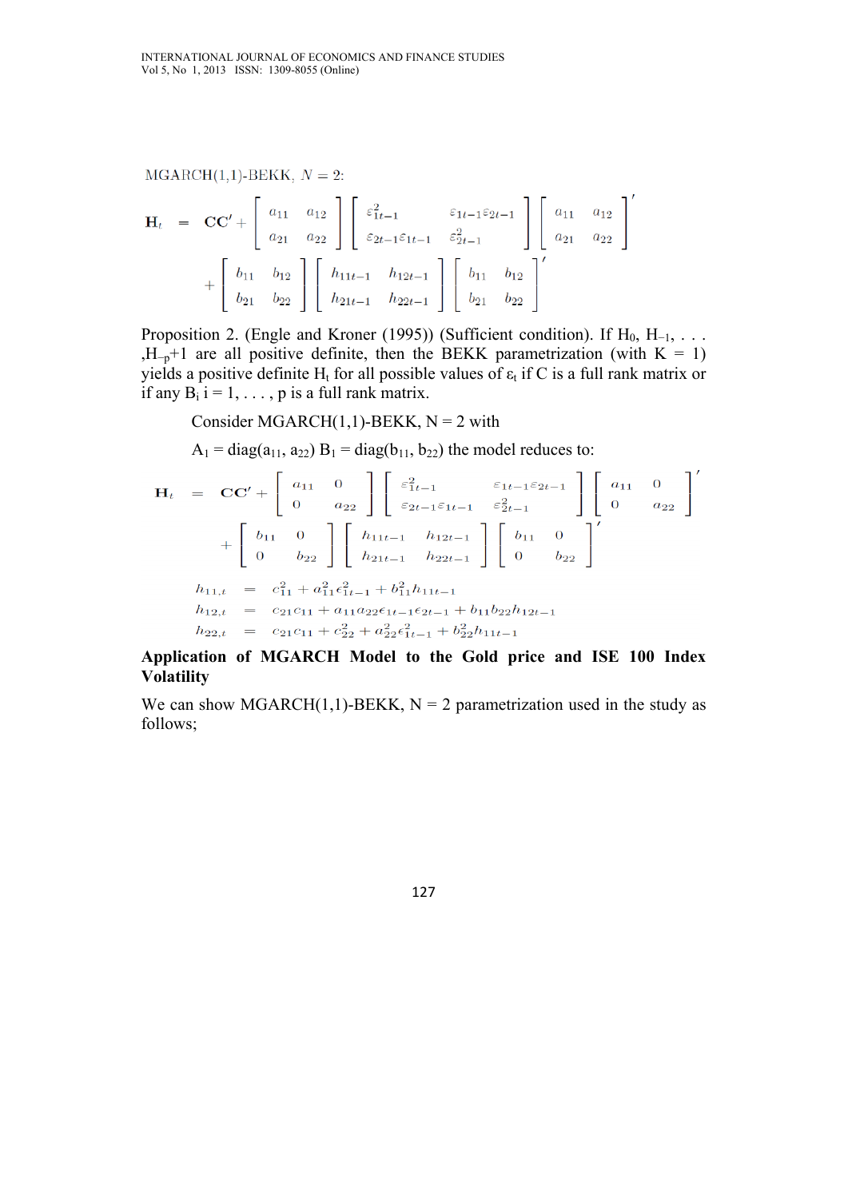MGARCH(1,1)-BEKK, $N = 2$:

$$\mathbf{H}_t = \mathbf{CC}' + \begin{bmatrix} a_{11} & a_{12} \\ a_{21} & a_{22} \end{bmatrix} \begin{bmatrix} \varepsilon^2_{1t-1} & \varepsilon_{1t-1}\varepsilon_{2t-1} \\ \varepsilon_{2t-1}\varepsilon_{1t-1} & \varepsilon^2_{2t-1} \end{bmatrix} \begin{bmatrix} a_{11} & a_{12} \\ a_{21} & a_{22} \end{bmatrix}'$$
$$+ \begin{bmatrix} b_{11} & b_{12} \\ b_{21} & b_{22} \end{bmatrix} \begin{bmatrix} h_{11t-1} & h_{12t-1} \\ h_{21t-1} & h_{22t-1} \end{bmatrix} \begin{bmatrix} b_{11} & b_{12} \\ b_{21} & b_{22} \end{bmatrix}'$$

Proposition 2. (Engle and Kroner (1995)) (Sufficient condition). If $H_0, H_{-1}, \ldots, H_{-p}+1$ are all positive definite, then the BEKK parametrization (with $K = 1$) yields a positive definite $H_t$ for all possible values of $\varepsilon_t$ if C is a full rank matrix or if any $B_i$ $i = 1, \ldots, p$ is a full rank matrix.

Consider MGARCH(1,1)-BEKK, N = 2 with

$A_1 = \text{diag}(a_{11}, a_{22})$ $B_1 = \text{diag}(b_{11}, b_{22})$ the model reduces to:

$$\mathbf{H}_t = \mathbf{CC}' + \begin{bmatrix} a_{11} & 0 \\ 0 & a_{22} \end{bmatrix} \begin{bmatrix} \varepsilon^2_{1t-1} & \varepsilon_{1t-1}\varepsilon_{2t-1} \\ \varepsilon_{2t-1}\varepsilon_{1t-1} & \varepsilon^2_{2t-1} \end{bmatrix} \begin{bmatrix} a_{11} & 0 \\ 0 & a_{22} \end{bmatrix}'$$
$$+ \begin{bmatrix} b_{11} & 0 \\ 0 & b_{22} \end{bmatrix} \begin{bmatrix} h_{11t-1} & h_{12t-1} \\ h_{21t-1} & h_{22t-1} \end{bmatrix} \begin{bmatrix} b_{11} & 0 \\ 0 & b_{22} \end{bmatrix}'$$

$$h_{11,t} = c^2_{11} + a^2_{11}\epsilon^2_{1t-1} + b^2_{11}h_{11t-1}$$
$$h_{12,t} = c_{21}c_{11} + a_{11}a_{22}\epsilon_{1t-1}\epsilon_{2t-1} + b_{11}b_{22}h_{12t-1}$$
$$h_{22,t} = c_{21}c_{11} + c^2_{22} + a^2_{22}\epsilon^2_{1t-1} + b^2_{22}h_{11t-1}$$

**Application of MGARCH Model to the Gold price and ISE 100 Index Volatility**

We can show MGARCH(1,1)-BEKK, N = 2 parametrization used in the study as follows;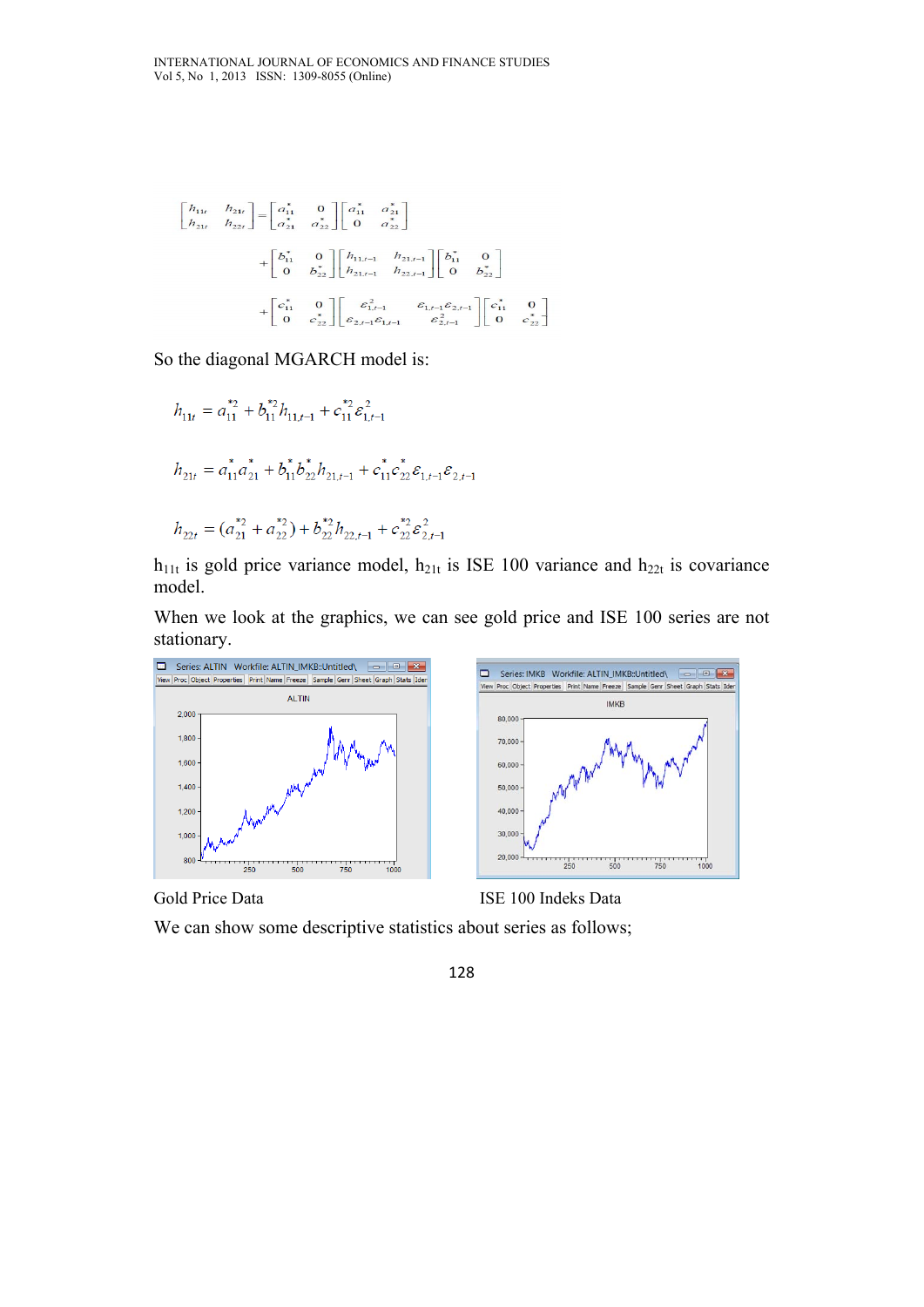$$\begin{bmatrix} h_{11t} & h_{21t} \\ h_{21t} & h_{22t} \end{bmatrix} = \begin{bmatrix} a_{11}^* & 0 \\ a_{21}^* & a_{22}^* \end{bmatrix} \begin{bmatrix} a_{11}^* & a_{21}^* \\ 0 & a_{22}^* \end{bmatrix} + \begin{bmatrix} b_{11}^* & 0 \\ 0 & b_{22}^* \end{bmatrix} \begin{bmatrix} h_{11,t-1} & h_{21,t-1} \\ h_{21,t-1} & h_{22,t-1} \end{bmatrix} \begin{bmatrix} b_{11}^* & 0 \\ 0 & b_{22}^* \end{bmatrix} + \begin{bmatrix} c_{11}^* & 0 \\ 0 & c_{22}^* \end{bmatrix} \begin{bmatrix} \varepsilon_{1,t-1}^2 & \varepsilon_{1,t-1}\varepsilon_{2,t-1} \\ \varepsilon_{2,t-1}\varepsilon_{1,t-1} & \varepsilon_{2,t-1}^2 \end{bmatrix} \begin{bmatrix} c_{11}^* & 0 \\ 0 & c_{22}^* \end{bmatrix}$$

So the diagonal MGARCH model is:

$$h_{11t} = a_{11}^{*2} + b_{11}^{*2} h_{11,t-1} + c_{11}^{*2} \varepsilon_{1,t-1}^2$$

$$h_{21t} = a_{11}^* a_{21}^* + b_{11}^* b_{22}^* h_{21,t-1} + c_{11}^* c_{22}^* \varepsilon_{1,t-1} \varepsilon_{2,t-1}$$

$$h_{22t} = (a_{21}^{*2} + a_{22}^{*2}) + b_{22}^{*2} h_{22,t-1} + c_{22}^{*2} \varepsilon_{2,t-1}^2$$

$h_{11t}$ is gold price variance model, $h_{21t}$ is ISE 100 variance and $h_{22t}$ is covariance model.

When we look at the graphics, we can see gold price and ISE 100 series are not stationary.

Gold Price Data

ISE 100 Indeks Data

We can show some descriptive statistics about series as follows;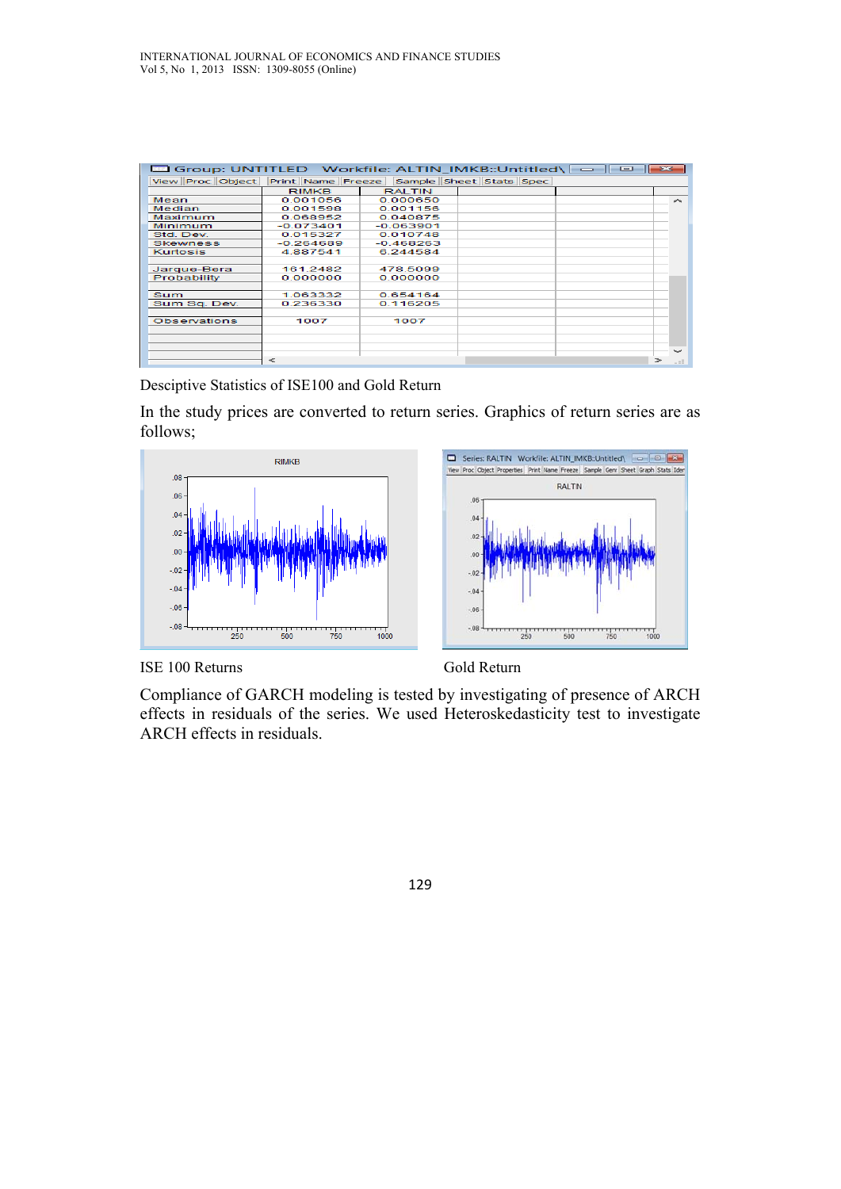| | RIMKB | RALTIN |
|---|---|---|
| Mean | 0.001056 | 0.000650 |
| Median | 0.001598 | 0.001156 |
| Maximum | 0.068952 | 0.040875 |
| Minimum | -0.073401 | -0.063901 |
| Std. Dev. | 0.015327 | 0.010748 |
| Skewness | -0.264689 | -0.468263 |
| Kurtosis | 4.887541 | 6.244584 |
| Jarque-Bera | 161.2482 | 478.5099 |
| Probability | 0.000000 | 0.000000 |
| Sum | 1.063332 | 0.654164 |
| Sum Sq. Dev. | 0.236330 | 0.116205 |
| Observations | 1007 | 1007 |

Desciptive Statistics of ISE100 and Gold Return

In the study prices are converted to return series. Graphics of return series are as follows;

ISE 100 Returns

Gold Return

Compliance of GARCH modeling is tested by investigating of presence of ARCH effects in residuals of the series. We used Heteroskedasticity test to investigate ARCH effects in residuals.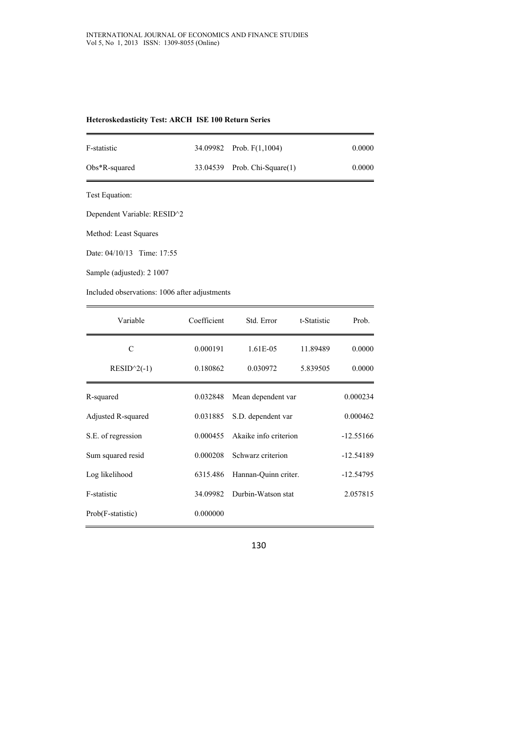**Heteroskedasticity Test: ARCH ISE 100 Return Series**

| | | | |
|---|---|---|---|
| F-statistic | 34.09982 | Prob. F(1,1004) | 0.0000 |
| Obs*R-squared | 33.04539 | Prob. Chi-Square(1) | 0.0000 |

Test Equation:

Dependent Variable: RESID^2

Method: Least Squares

Date: 04/10/13 Time: 17:55

Sample (adjusted): 2 1007

Included observations: 1006 after adjustments

| Variable | Coefficient | Std. Error | t-Statistic | Prob. |
|---|---|---|---|---|
| C | 0.000191 | 1.61E-05 | 11.89489 | 0.0000 |
| RESID^2(-1) | 0.180862 | 0.030972 | 5.839505 | 0.0000 |

| | | | |
|---|---|---|---|
| R-squared | 0.032848 | Mean dependent var | 0.000234 |
| Adjusted R-squared | 0.031885 | S.D. dependent var | 0.000462 |
| S.E. of regression | 0.000455 | Akaike info criterion | -12.55166 |
| Sum squared resid | 0.000208 | Schwarz criterion | -12.54189 |
| Log likelihood | 6315.486 | Hannan-Quinn criter. | -12.54795 |
| F-statistic | 34.09982 | Durbin-Watson stat | 2.057815 |
| Prob(F-statistic) | 0.000000 | | |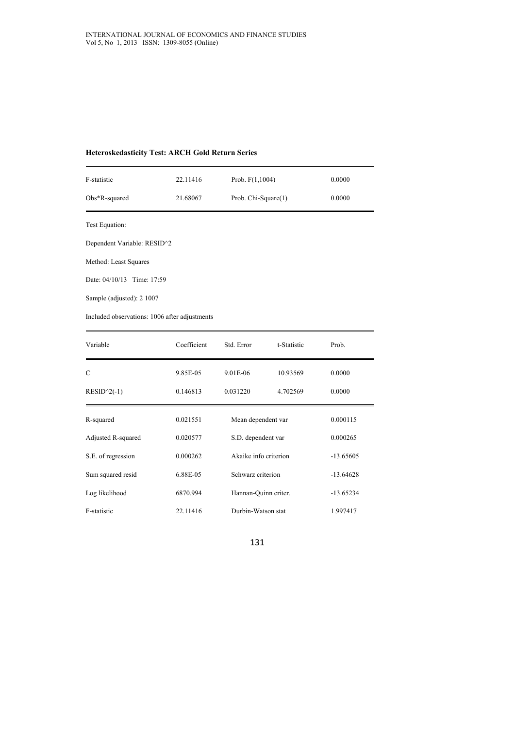**Heteroskedasticity Test: ARCH Gold Return Series**

| | | | |
|---|---|---|---|
| F-statistic | 22.11416 | Prob. F(1,1004) | 0.0000 |
| Obs*R-squared | 21.68067 | Prob. Chi-Square(1) | 0.0000 |

Test Equation:

Dependent Variable: RESID^2

Method: Least Squares

Date: 04/10/13 Time: 17:59

Sample (adjusted): 2 1007

Included observations: 1006 after adjustments

| Variable | Coefficient | Std. Error | t-Statistic | Prob. |
|---|---|---|---|---|
| C | 9.85E-05 | 9.01E-06 | 10.93569 | 0.0000 |
| RESID^2(-1) | 0.146813 | 0.031220 | 4.702569 | 0.0000 |

| | | | |
|---|---|---|---|
| R-squared | 0.021551 | Mean dependent var | 0.000115 |
| Adjusted R-squared | 0.020577 | S.D. dependent var | 0.000265 |
| S.E. of regression | 0.000262 | Akaike info criterion | -13.65605 |
| Sum squared resid | 6.88E-05 | Schwarz criterion | -13.64628 |
| Log likelihood | 6870.994 | Hannan-Quinn criter. | -13.65234 |
| F-statistic | 22.11416 | Durbin-Watson stat | 1.997417 |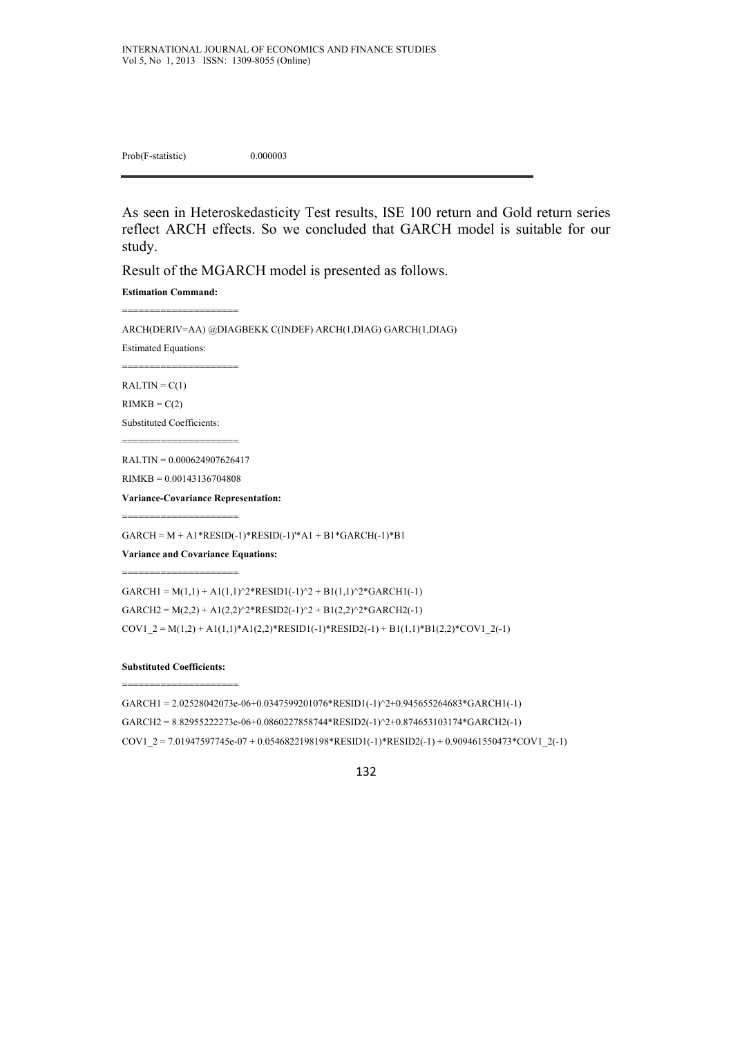Prob(F-statistic) 0.000003

As seen in Heteroskedasticity Test results, ISE 100 return and Gold return series reflect ARCH effects. So we concluded that GARCH model is suitable for our study.

Result of the MGARCH model is presented as follows.

**Estimation Command:**

```
=====================

ARCH(DERIV=AA) @DIAGBEKK C(INDEF) ARCH(1,DIAG) GARCH(1,DIAG)

Estimated Equations:

=====================

RALTIN = C(1)

RIMKB = C(2)

Substituted Coefficients:

=====================

RALTIN = 0.000624907626417

RIMKB = 0.00143136704808
```

**Variance-Covariance Representation:**

```
=====================

GARCH = M + A1*RESID(-1)*RESID(-1)'*A1 + B1*GARCH(-1)*B1
```

**Variance and Covariance Equations:**

```
=====================

GARCH1 = M(1,1) + A1(1,1)^2*RESID1(-1)^2 + B1(1,1)^2*GARCH1(-1)

GARCH2 = M(2,2) + A1(2,2)^2*RESID2(-1)^2 + B1(2,2)^2*GARCH2(-1)

COV1_2 = M(1,2) + A1(1,1)*A1(2,2)*RESID1(-1)*RESID2(-1) + B1(1,1)*B1(2,2)*COV1_2(-1)
```

**Substituted Coefficients:**

```
=====================

GARCH1 = 2.02528042073e-06+0.0347599201076*RESID1(-1)^2+0.945655264683*GARCH1(-1)

GARCH2 = 8.82955222273e-06+0.0860227858744*RESID2(-1)^2+0.874653103174*GARCH2(-1)

COV1_2 = 7.01947597745e-07 + 0.0546822198198*RESID1(-1)*RESID2(-1) + 0.909461550473*COV1_2(-1)
```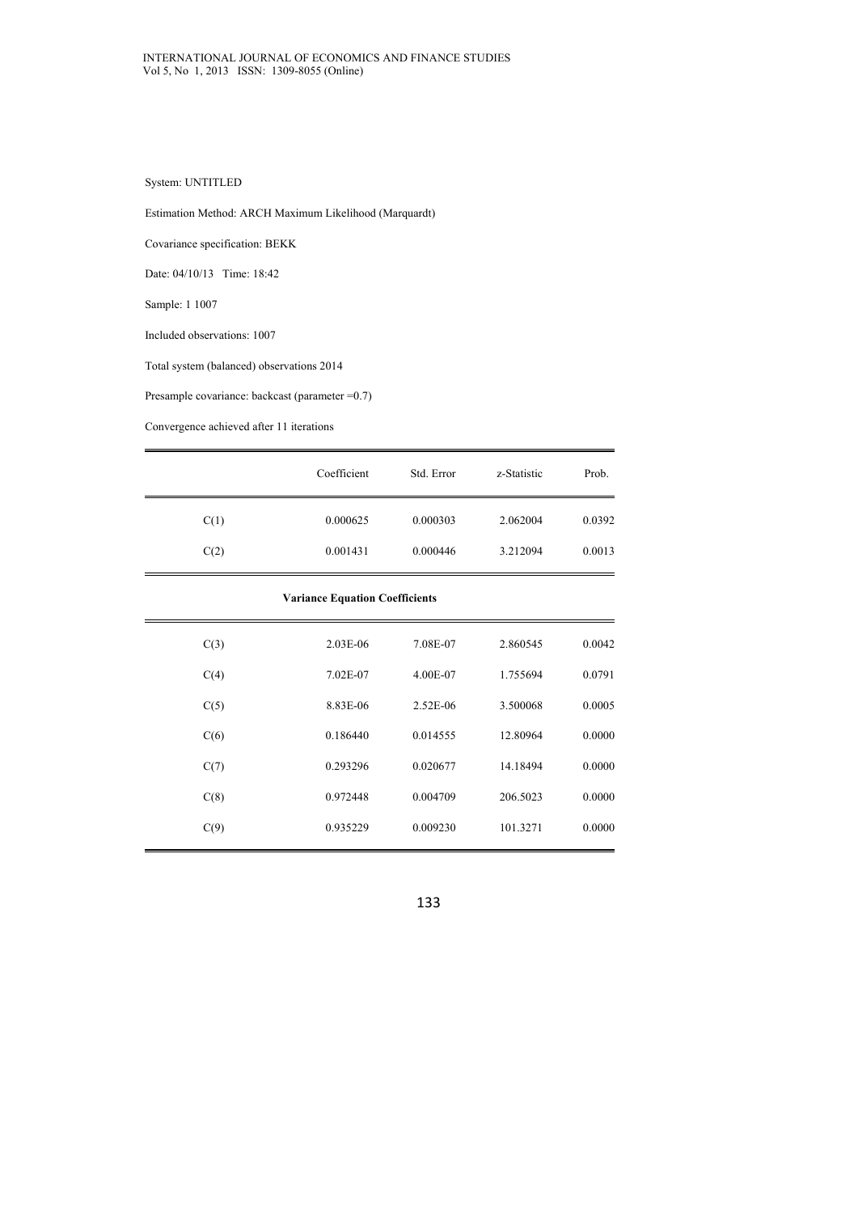System: UNTITLED

Estimation Method: ARCH Maximum Likelihood (Marquardt)

Covariance specification: BEKK

Date: 04/10/13 Time: 18:42

Sample: 1 1007

Included observations: 1007

Total system (balanced) observations 2014

Presample covariance: backcast (parameter =0.7)

Convergence achieved after 11 iterations

| | Coefficient | Std. Error | z-Statistic | Prob. |
|---|---|---|---|---|
| C(1) | 0.000625 | 0.000303 | 2.062004 | 0.0392 |
| C(2) | 0.001431 | 0.000446 | 3.212094 | 0.0013 |
| | **Variance Equation Coefficients** | | | |
| C(3) | 2.03E-06 | 7.08E-07 | 2.860545 | 0.0042 |
| C(4) | 7.02E-07 | 4.00E-07 | 1.755694 | 0.0791 |
| C(5) | 8.83E-06 | 2.52E-06 | 3.500068 | 0.0005 |
| C(6) | 0.186440 | 0.014555 | 12.80964 | 0.0000 |
| C(7) | 0.293296 | 0.020677 | 14.18494 | 0.0000 |
| C(8) | 0.972448 | 0.004709 | 206.5023 | 0.0000 |
| C(9) | 0.935229 | 0.009230 | 101.3271 | 0.0000 |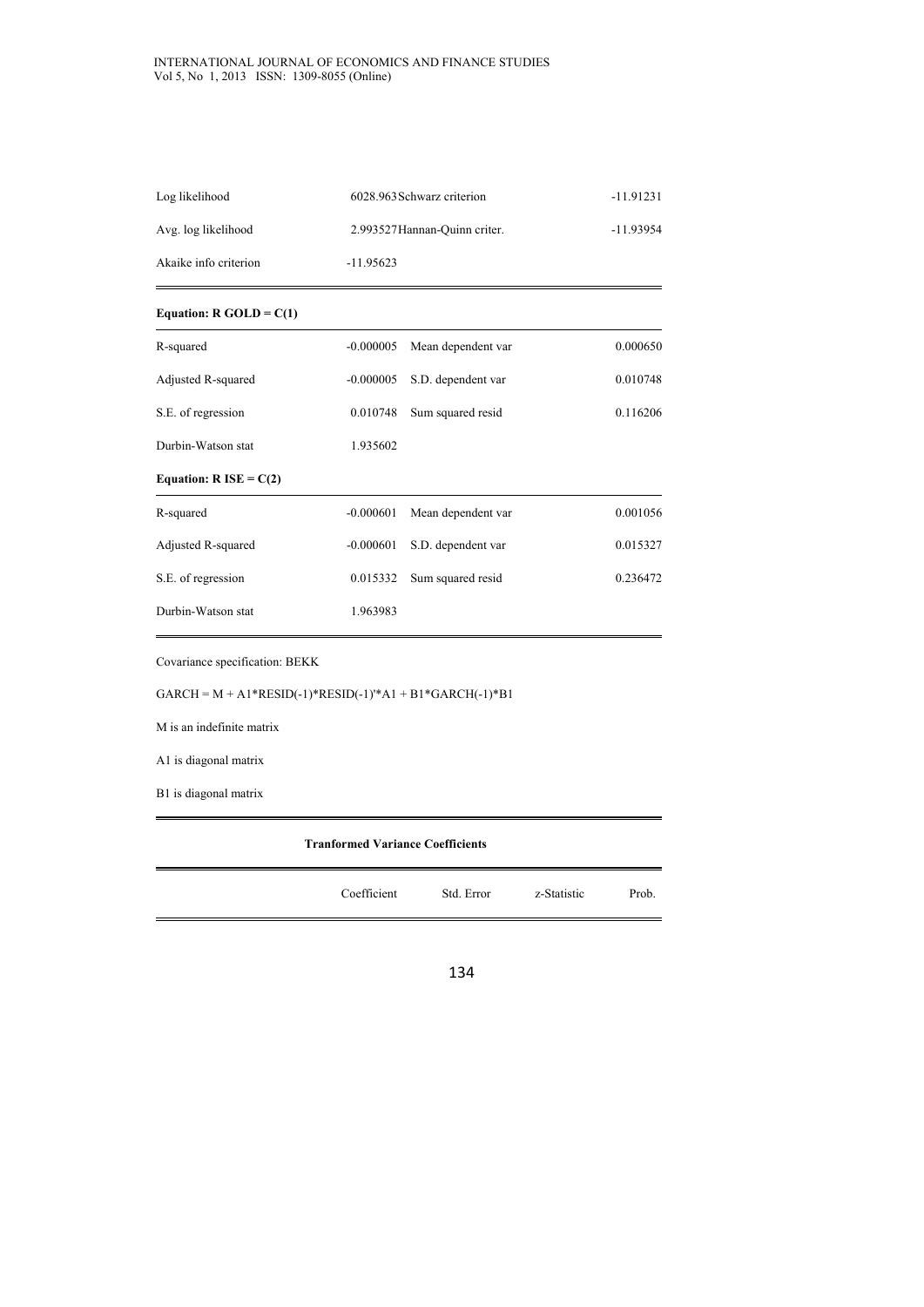| | | | |
|---|---|---|---|
| Log likelihood | 6028.963 | Schwarz criterion | -11.91231 |
| Avg. log likelihood | 2.993527 | Hannan-Quinn criter. | -11.93954 |
| Akaike info criterion | -11.95623 | | |

**Equation: R GOLD = C(1)**

| | | | |
|---|---|---|---|
| R-squared | -0.000005 | Mean dependent var | 0.000650 |
| Adjusted R-squared | -0.000005 | S.D. dependent var | 0.010748 |
| S.E. of regression | 0.010748 | Sum squared resid | 0.116206 |
| Durbin-Watson stat | 1.935602 | | |

**Equation: R ISE = C(2)**

| | | | |
|---|---|---|---|
| R-squared | -0.000601 | Mean dependent var | 0.001056 |
| Adjusted R-squared | -0.000601 | S.D. dependent var | 0.015327 |
| S.E. of regression | 0.015332 | Sum squared resid | 0.236472 |
| Durbin-Watson stat | 1.963983 | | |

Covariance specification: BEKK

GARCH = M + A1*RESID(-1)*RESID(-1)'*A1 + B1*GARCH(-1)*B1

M is an indefinite matrix

A1 is diagonal matrix

B1 is diagonal matrix

**Tranformed Variance Coefficients**

| | Coefficient | Std. Error | z-Statistic | Prob. |
|---|---|---|---|---|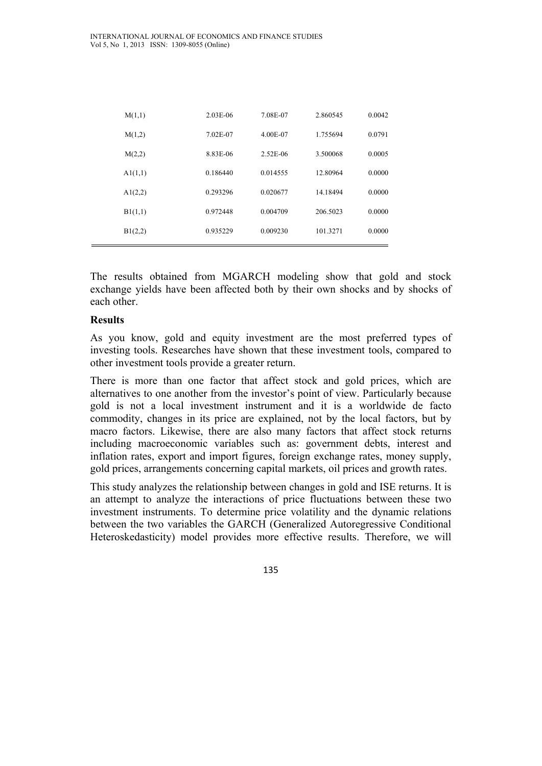| | | | | |
|---|---|---|---|---|
| M(1,1) | 2.03E-06 | 7.08E-07 | 2.860545 | 0.0042 |
| M(1,2) | 7.02E-07 | 4.00E-07 | 1.755694 | 0.0791 |
| M(2,2) | 8.83E-06 | 2.52E-06 | 3.500068 | 0.0005 |
| A1(1,1) | 0.186440 | 0.014555 | 12.80964 | 0.0000 |
| A1(2,2) | 0.293296 | 0.020677 | 14.18494 | 0.0000 |
| B1(1,1) | 0.972448 | 0.004709 | 206.5023 | 0.0000 |
| B1(2,2) | 0.935229 | 0.009230 | 101.3271 | 0.0000 |

The results obtained from MGARCH modeling show that gold and stock exchange yields have been affected both by their own shocks and by shocks of each other.

## Results

As you know, gold and equity investment are the most preferred types of investing tools. Researches have shown that these investment tools, compared to other investment tools provide a greater return.

There is more than one factor that affect stock and gold prices, which are alternatives to one another from the investor's point of view. Particularly because gold is not a local investment instrument and it is a worldwide de facto commodity, changes in its price are explained, not by the local factors, but by macro factors. Likewise, there are also many factors that affect stock returns including macroeconomic variables such as: government debts, interest and inflation rates, export and import figures, foreign exchange rates, money supply, gold prices, arrangements concerning capital markets, oil prices and growth rates.

This study analyzes the relationship between changes in gold and ISE returns. It is an attempt to analyze the interactions of price fluctuations between these two investment instruments. To determine price volatility and the dynamic relations between the two variables the GARCH (Generalized Autoregressive Conditional Heteroskedasticity) model provides more effective results. Therefore, we will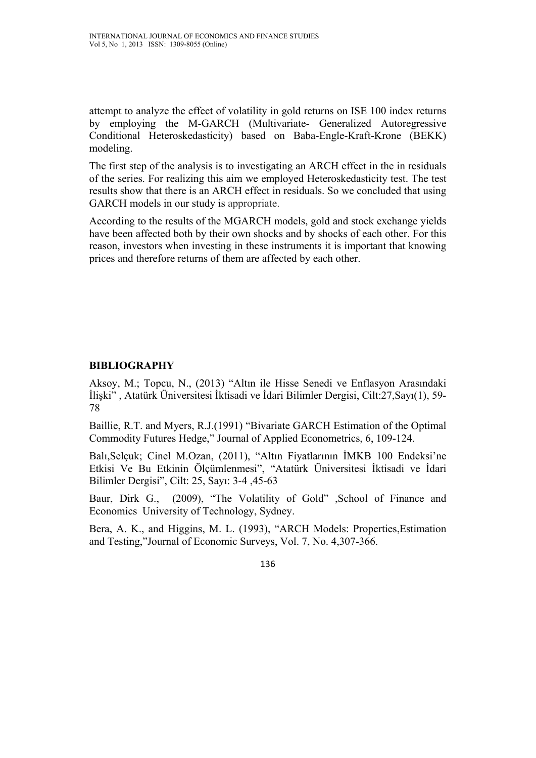attempt to analyze the effect of volatility in gold returns on ISE 100 index returns by employing the M-GARCH (Multivariate- Generalized Autoregressive Conditional Heteroskedasticity) based on Baba-Engle-Kraft-Krone (BEKK) modeling.

The first step of the analysis is to investigating an ARCH effect in the in residuals of the series. For realizing this aim we employed Heteroskedasticity test. The test results show that there is an ARCH effect in residuals. So we concluded that using GARCH models in our study is appropriate.

According to the results of the MGARCH models, gold and stock exchange yields have been affected both by their own shocks and by shocks of each other. For this reason, investors when investing in these instruments it is important that knowing prices and therefore returns of them are affected by each other.

## BIBLIOGRAPHY

Aksoy, M.; Topcu, N., (2013) "Altın ile Hisse Senedi ve Enflasyon Arasındaki İlişki" , Atatürk Üniversitesi İktisadi ve İdari Bilimler Dergisi, Cilt:27,Sayı(1), 59-78

Baillie, R.T. and Myers, R.J.(1991) "Bivariate GARCH Estimation of the Optimal Commodity Futures Hedge," Journal of Applied Econometrics, 6, 109-124.

Balı,Selçuk; Cinel M.Ozan, (2011), "Altın Fiyatlarının İMKB 100 Endeksi'ne Etkisi Ve Bu Etkinin Ölçümlenmesi", "Atatürk Üniversitesi İktisadi ve İdari Bilimler Dergisi", Cilt: 25, Sayı: 3-4 ,45-63

Baur, Dirk G., (2009), "The Volatility of Gold" ,School of Finance and Economics University of Technology, Sydney.

Bera, A. K., and Higgins, M. L. (1993), "ARCH Models: Properties,Estimation and Testing,"Journal of Economic Surveys, Vol. 7, No. 4,307-366.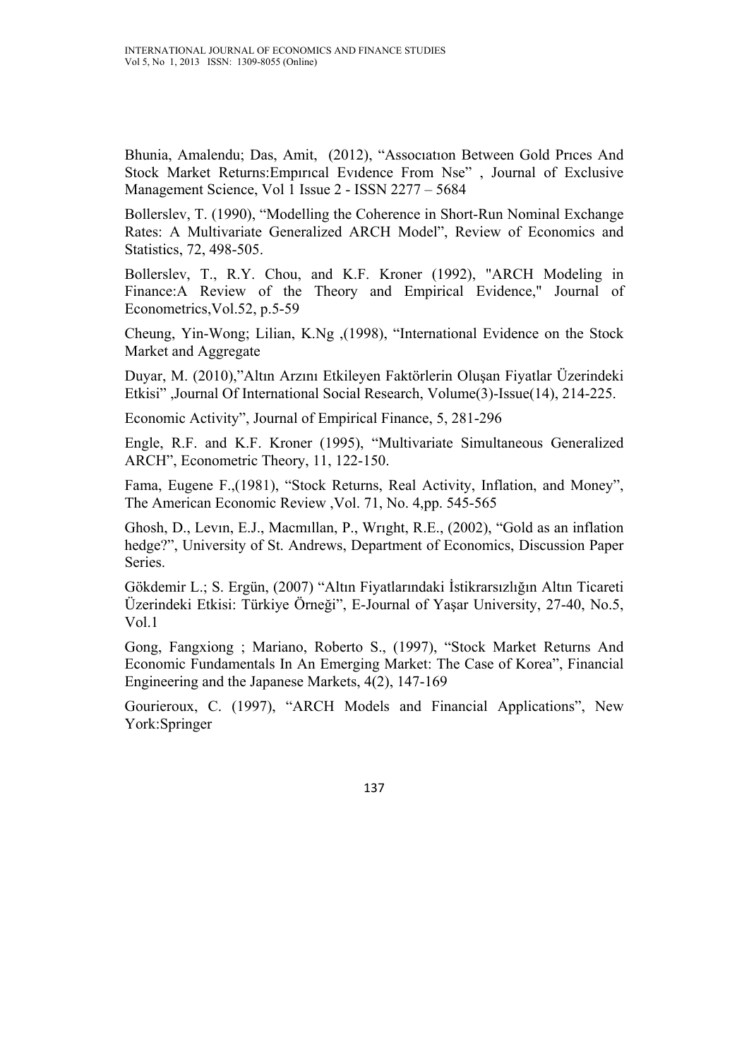Bhunia, Amalendu; Das, Amit, (2012), "Assocıatıon Between Gold Prıces And Stock Market Returns:Empırıcal Evıdence From Nse" , Journal of Exclusive Management Science, Vol 1 Issue 2 - ISSN 2277 – 5684

Bollerslev, T. (1990), "Modelling the Coherence in Short-Run Nominal Exchange Rates: A Multivariate Generalized ARCH Model", Review of Economics and Statistics, 72, 498-505.

Bollerslev, T., R.Y. Chou, and K.F. Kroner (1992), "ARCH Modeling in Finance:A Review of the Theory and Empirical Evidence," Journal of Econometrics,Vol.52, p.5-59

Cheung, Yin-Wong; Lilian, K.Ng ,(1998), "International Evidence on the Stock Market and Aggregate

Duyar, M. (2010),"Altın Arzını Etkileyen Faktörlerin Oluşan Fiyatlar Üzerindeki Etkisi" ,Journal Of International Social Research, Volume(3)-Issue(14), 214-225.

Economic Activity", Journal of Empirical Finance, 5, 281-296

Engle, R.F. and K.F. Kroner (1995), "Multivariate Simultaneous Generalized ARCH", Econometric Theory, 11, 122-150.

Fama, Eugene F.,(1981), "Stock Returns, Real Activity, Inflation, and Money", The American Economic Review ,Vol. 71, No. 4,pp. 545-565

Ghosh, D., Levın, E.J., Macmıllan, P., Wrıght, R.E., (2002), "Gold as an inflation hedge?", University of St. Andrews, Department of Economics, Discussion Paper Series.

Gökdemir L.; S. Ergün, (2007) "Altın Fiyatlarındaki İstikrarsızlığın Altın Ticareti Üzerindeki Etkisi: Türkiye Örneği", E-Journal of Yaşar University, 27-40, No.5, Vol.1

Gong, Fangxiong ; Mariano, Roberto S., (1997), "Stock Market Returns And Economic Fundamentals In An Emerging Market: The Case of Korea", Financial Engineering and the Japanese Markets, 4(2), 147-169

Gourieroux, C. (1997), "ARCH Models and Financial Applications", New York:Springer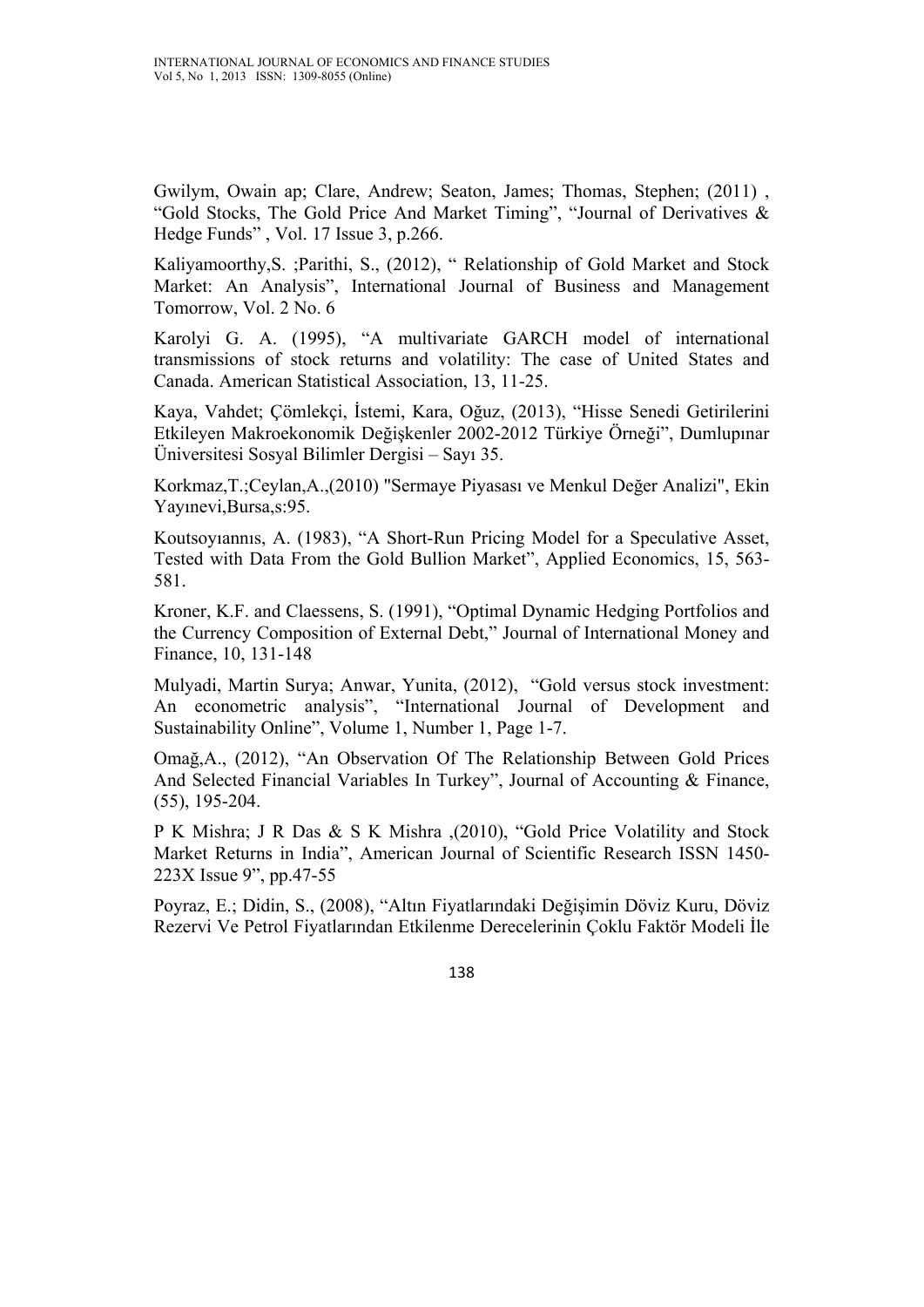Gwilym, Owain ap; Clare, Andrew; Seaton, James; Thomas, Stephen; (2011) , “Gold Stocks, The Gold Price And Market Timing”, “Journal of Derivatives & Hedge Funds” , Vol. 17 Issue 3, p.266.

Kaliyamoorthy,S. ;Parithi, S., (2012), “ Relationship of Gold Market and Stock Market: An Analysis”, International Journal of Business and Management Tomorrow, Vol. 2 No. 6

Karolyi G. A. (1995), “A multivariate GARCH model of international transmissions of stock returns and volatility: The case of United States and Canada. American Statistical Association, 13, 11-25.

Kaya, Vahdet; Çömlekçi, İstemi, Kara, Oğuz, (2013), “Hisse Senedi Getirilerini Etkileyen Makroekonomik Değişkenler 2002-2012 Türkiye Örneği”, Dumlupınar Üniversitesi Sosyal Bilimler Dergisi – Sayı 35.

Korkmaz,T.;Ceylan,A.,(2010) "Sermaye Piyasası ve Menkul Değer Analizi", Ekin Yayınevi,Bursa,s:95.

Koutsoyıannıs, A. (1983), “A Short-Run Pricing Model for a Speculative Asset, Tested with Data From the Gold Bullion Market”, Applied Economics, 15, 563-581.

Kroner, K.F. and Claessens, S. (1991), “Optimal Dynamic Hedging Portfolios and the Currency Composition of External Debt,” Journal of International Money and Finance, 10, 131-148

Mulyadi, Martin Surya; Anwar, Yunita, (2012), “Gold versus stock investment: An econometric analysis”, “International Journal of Development and Sustainability Online”, Volume 1, Number 1, Page 1-7.

Omağ,A., (2012), “An Observation Of The Relationship Between Gold Prices And Selected Financial Variables In Turkey”, Journal of Accounting & Finance, (55), 195-204.

P K Mishra; J R Das & S K Mishra ,(2010), “Gold Price Volatility and Stock Market Returns in India”, American Journal of Scientific Research ISSN 1450-223X Issue 9”, pp.47-55

Poyraz, E.; Didin, S., (2008), “Altın Fiyatlarındaki Değişimin Döviz Kuru, Döviz Rezervi Ve Petrol Fiyatlarından Etkilenme Derecelerinin Çoklu Faktör Modeli İle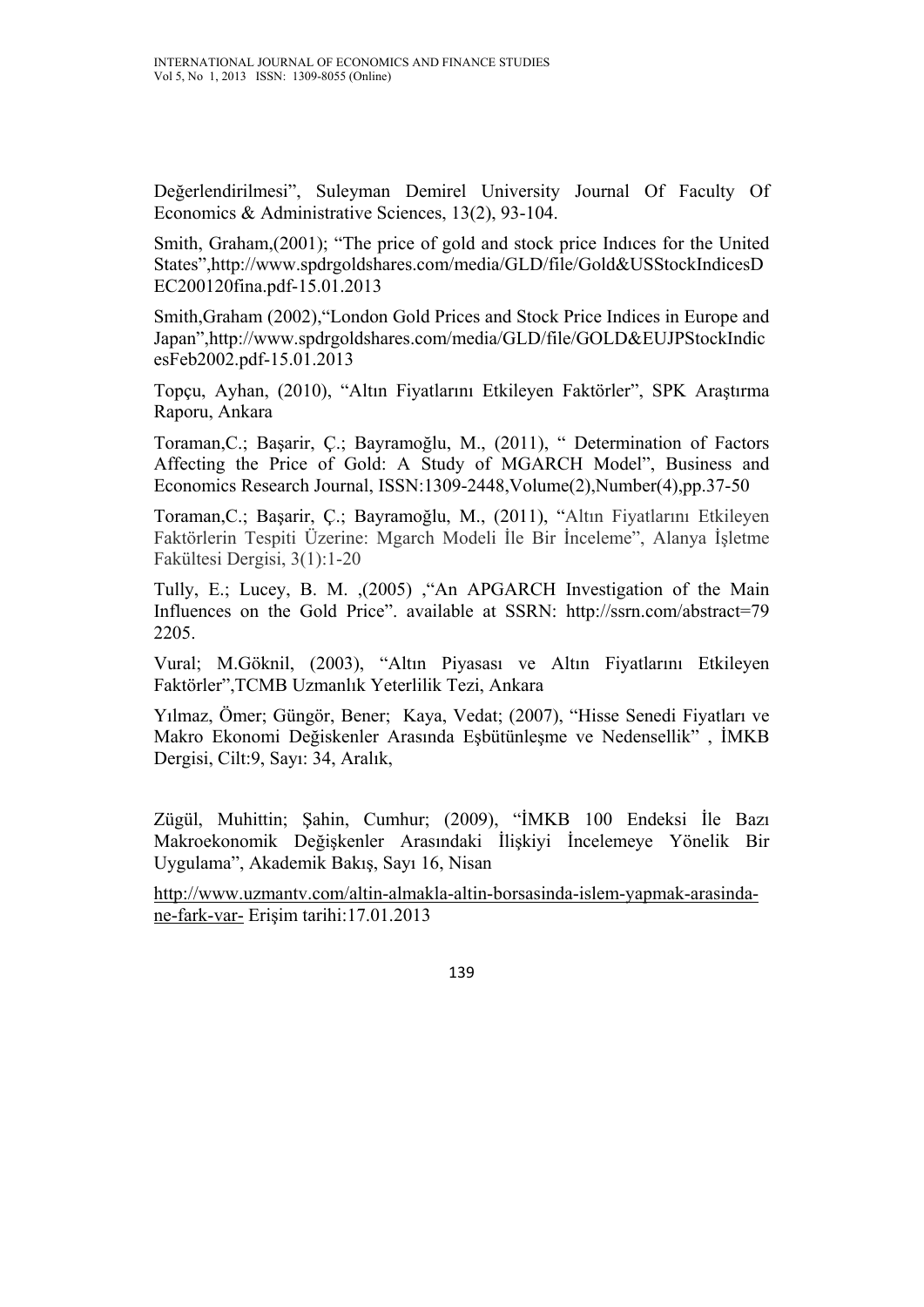Değerlendirilmesi", Suleyman Demirel University Journal Of Faculty Of Economics & Administrative Sciences, 13(2), 93-104.

Smith, Graham,(2001); "The price of gold and stock price Indıces for the United States",http://www.spdrgoldshares.com/media/GLD/file/Gold&USStockIndicesDEC200120fina.pdf-15.01.2013

Smith,Graham (2002),"London Gold Prices and Stock Price Indices in Europe and Japan",http://www.spdrgoldshares.com/media/GLD/file/GOLD&EUJPStockIndicesFeb2002.pdf-15.01.2013

Topçu, Ayhan, (2010), "Altın Fiyatlarını Etkileyen Faktörler", SPK Araştırma Raporu, Ankara

Toraman,C.; Başarir, Ç.; Bayramoğlu, M., (2011), " Determination of Factors Affecting the Price of Gold: A Study of MGARCH Model", Business and Economics Research Journal, ISSN:1309-2448,Volume(2),Number(4),pp.37-50

Toraman,C.; Başarir, Ç.; Bayramoğlu, M., (2011), "Altın Fiyatlarını Etkileyen Faktörlerin Tespiti Üzerine: Mgarch Modeli İle Bir İnceleme", Alanya İşletme Fakültesi Dergisi, 3(1):1-20

Tully, E.; Lucey, B. M. ,(2005) ,"An APGARCH Investigation of the Main Influences on the Gold Price". available at SSRN: http://ssrn.com/abstract=792205.

Vural; M.Göknil, (2003), "Altın Piyasası ve Altın Fiyatlarını Etkileyen Faktörler",TCMB Uzmanlık Yeterlilik Tezi, Ankara

Yılmaz, Ömer; Güngör, Bener; Kaya, Vedat; (2007), "Hisse Senedi Fiyatları ve Makro Ekonomi Değiskenler Arasında Eşbütünleşme ve Nedensellik" , İMKB Dergisi, Cilt:9, Sayı: 34, Aralık,

Zügül, Muhittin; Şahin, Cumhur; (2009), "İMKB 100 Endeksi İle Bazı Makroekonomik Değişkenler Arasındaki İlişkiyi İncelemeye Yönelik Bir Uygulama", Akademik Bakış, Sayı 16, Nisan

http://www.uzmantv.com/altin-almakla-altin-borsasinda-islem-yapmak-arasinda-ne-fark-var- Erişim tarihi:17.01.2013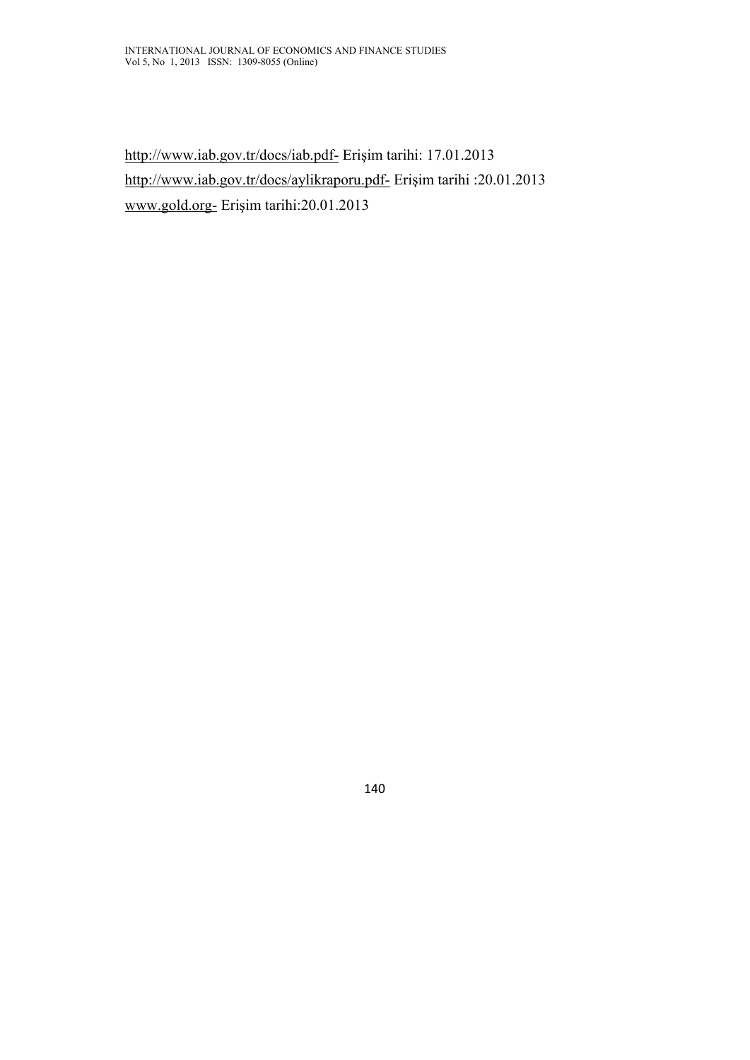http://www.iab.gov.tr/docs/iab.pdf- Erişim tarihi: 17.01.2013

http://www.iab.gov.tr/docs/aylikraporu.pdf- Erişim tarihi :20.01.2013

www.gold.org- Erişim tarihi:20.01.2013